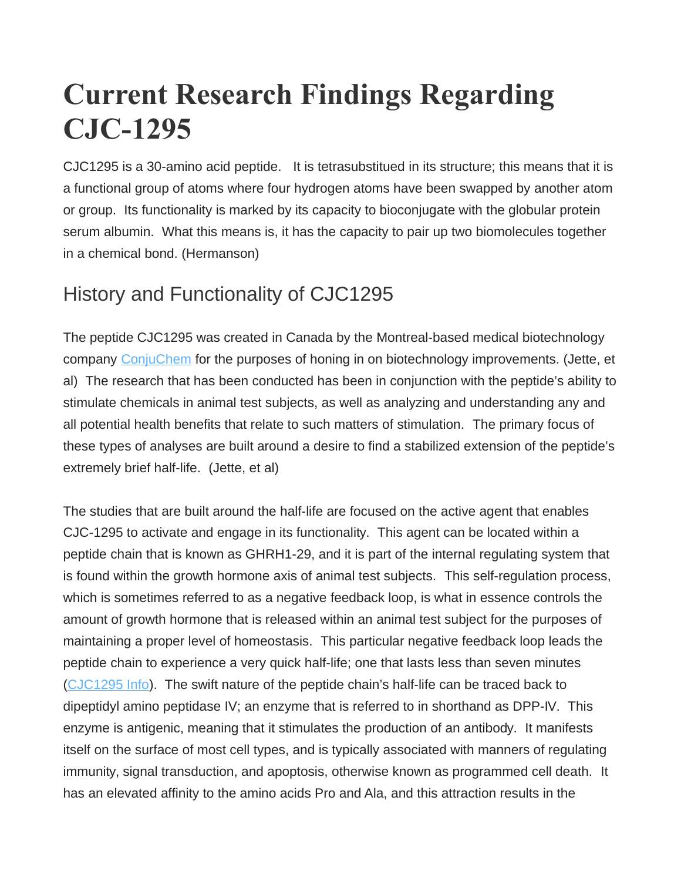# Current Research Findings Regarding CJC-1295

CJC1295 is a 30-amino acid peptide. It is tetrasubstitued in its structure; this means that it is a functional group of atoms where four hydrogen atoms have been swapped by another atom or group. Its functionality is marked by its capacity to bioconjugate with the globular protein serum albumin. What this means is, it has the capacity to pair up two biomolecules together in a chemical bond. (Hermanson)

## History and Functionality of CJC1295

The peptide CJC1295 was created in Canada by the Montreal-based medical biotechnology company ConjuChem for the purposes of honing in on biotechnology improvements. (Jette, et al) The research that has been conducted has been in conjunction with the peptide's ability to stimulate chemicals in animal test subjects, as well as analyzing and understanding any and all potential health benefits that relate to such matters of stimulation. The primary focus of these types of analyses are built around a desire to find a stabilized extension of the peptide's extremely brief half-life. (Jette, et al)

The studies that are built around the half-life are focused on the active agent that enables CJC-1295 to activate and engage in its functionality. This agent can be located within a peptide chain that is known as GHRH1-29, and it is part of the internal regulating system that is found within the growth hormone axis of animal test subjects. This self-regulation process, which is sometimes referred to as a negative feedback loop, is what in essence controls the amount of growth hormone that is released within an animal test subject for the purposes of maintaining a proper level of homeostasis. This particular negative feedback loop leads the peptide chain to experience a very quick half-life; one that lasts less than seven minutes (CJC1295 Info). The swift nature of the peptide chain's half-life can be traced back to dipeptidyl amino peptidase IV; an enzyme that is referred to in shorthand as DPP-IV. This enzyme is antigenic, meaning that it stimulates the production of an antibody. It manifests itself on the surface of most cell types, and is typically associated with manners of regulating immunity, signal transduction, and apoptosis, otherwise known as programmed cell death. It has an elevated affinity to the amino acids Pro and Ala, and this attraction results in the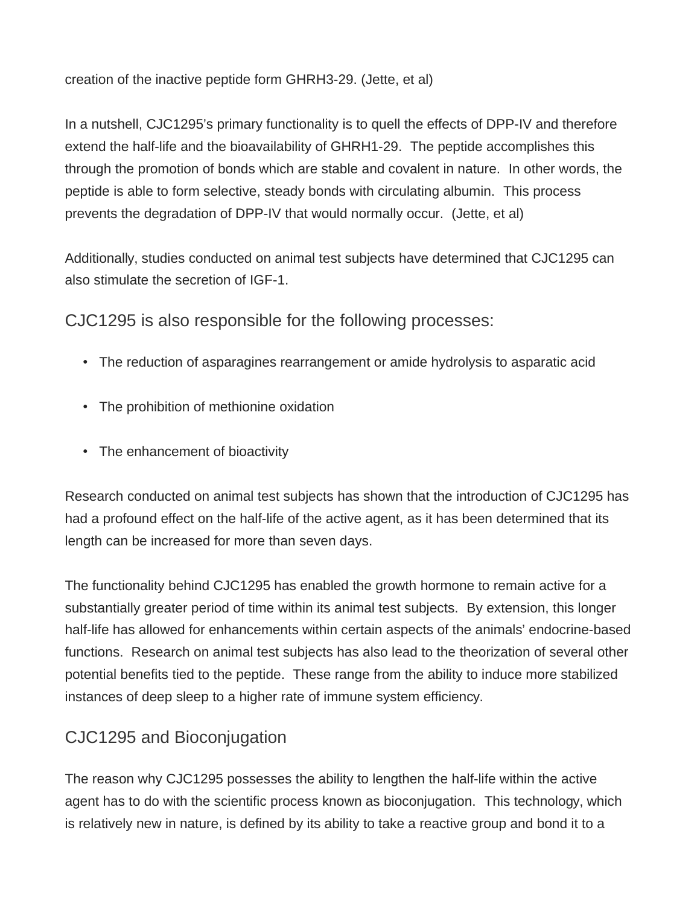creation of the inactive peptide form GHRH3-29. (Jette, et al)

In a nutshell, CJC1295's primary functionality is to quell the effects of DPP-IV and therefore extend the half-life and the bioavailability of GHRH1-29. The peptide accomplishes this through the promotion of bonds which are stable and covalent in nature. In other words, the peptide is able to form selective, steady bonds with circulating albumin. This process prevents the degradation of DPP-IV that would normally occur. (Jette, et al)

Additionally, studies conducted on animal test subjects have determined that CJC1295 can also stimulate the secretion of IGF-1.

## CJC1295 is also responsible for the following processes:

- The reduction of asparagines rearrangement or amide hydrolysis to asparatic acid
- The prohibition of methionine oxidation
- The enhancement of bioactivity

Research conducted on animal test subjects has shown that the introduction of CJC1295 has had a profound effect on the half-life of the active agent, as it has been determined that its length can be increased for more than seven days.

The functionality behind CJC1295 has enabled the growth hormone to remain active for a substantially greater period of time within its animal test subjects. By extension, this longer half-life has allowed for enhancements within certain aspects of the animals' endocrine-based functions. Research on animal test subjects has also lead to the theorization of several other potential benefits tied to the peptide. These range from the ability to induce more stabilized instances of deep sleep to a higher rate of immune system efficiency.

## CJC1295 and Bioconjugation

The reason why CJC1295 possesses the ability to lengthen the half-life within the active agent has to do with the scientific process known as bioconjugation. This technology, which is relatively new in nature, is defined by its ability to take a reactive group and bond it to a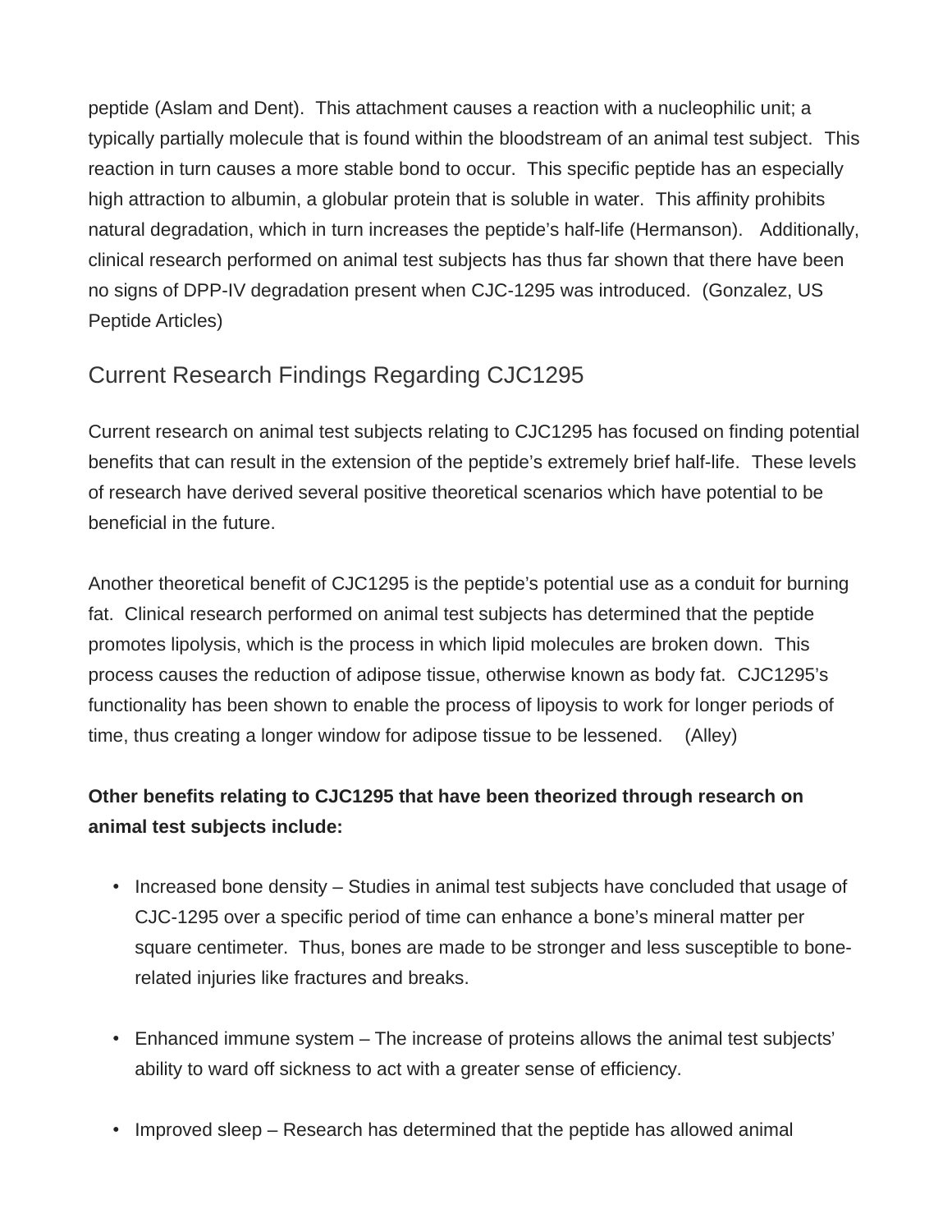peptide (Aslam and Dent). This attachment causes a reaction with a nucleophilic unit; a typically partially molecule that is found within the bloodstream of an animal test subject. This reaction in turn causes a more stable bond to occur. This specific peptide has an especially high attraction to albumin, a globular protein that is soluble in water. This affinity prohibits natural degradation, which in turn increases the peptide's half-life (Hermanson). Additionally, clinical research performed on animal test subjects has thus far shown that there have been no signs of DPP-IV degradation present when CJC-1295 was introduced. (Gonzalez, US Peptide Articles)

## Current Research Findings Regarding CJC1295

Current research on animal test subjects relating to CJC1295 has focused on finding potential benefits that can result in the extension of the peptide's extremely brief half-life. These levels of research have derived several positive theoretical scenarios which have potential to be beneficial in the future.

Another theoretical benefit of CJC1295 is the peptide's potential use as a conduit for burning fat. Clinical research performed on animal test subjects has determined that the peptide promotes lipolysis, which is the process in which lipid molecules are broken down. This process causes the reduction of adipose tissue, otherwise known as body fat. CJC1295's functionality has been shown to enable the process of lipoysis to work for longer periods of time, thus creating a longer window for adipose tissue to be lessened. (Alley)

**Other benefits relating to CJC1295 that have been theorized through research on animal test subjects include:**

- Increased bone density – Studies in animal test subjects have concluded that usage of CJC-1295 over a specific period of time can enhance a bone's mineral matter per square centimeter. Thus, bones are made to be stronger and less susceptible to bone-related injuries like fractures and breaks.
- Enhanced immune system – The increase of proteins allows the animal test subjects' ability to ward off sickness to act with a greater sense of efficiency.
- Improved sleep – Research has determined that the peptide has allowed animal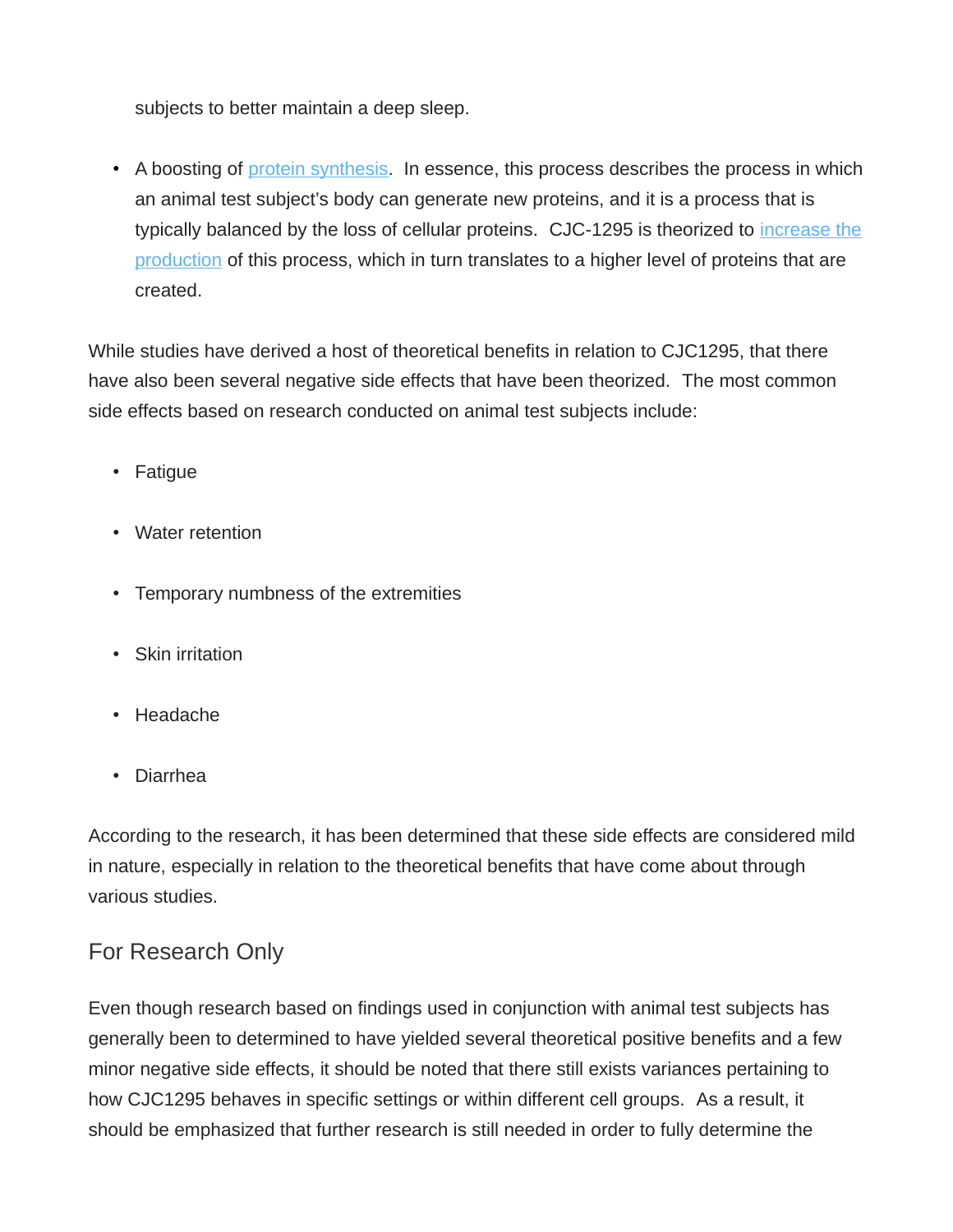subjects to better maintain a deep sleep.

- A boosting of [protein synthesis](). In essence, this process describes the process in which an animal test subject's body can generate new proteins, and it is a process that is typically balanced by the loss of cellular proteins. CJC-1295 is theorized to [increase the production]() of this process, which in turn translates to a higher level of proteins that are created.

While studies have derived a host of theoretical benefits in relation to CJC1295, that there have also been several negative side effects that have been theorized. The most common side effects based on research conducted on animal test subjects include:

- Fatigue
- Water retention
- Temporary numbness of the extremities
- Skin irritation
- Headache
- Diarrhea

According to the research, it has been determined that these side effects are considered mild in nature, especially in relation to the theoretical benefits that have come about through various studies.

## For Research Only

Even though research based on findings used in conjunction with animal test subjects has generally been to determined to have yielded several theoretical positive benefits and a few minor negative side effects, it should be noted that there still exists variances pertaining to how CJC1295 behaves in specific settings or within different cell groups. As a result, it should be emphasized that further research is still needed in order to fully determine the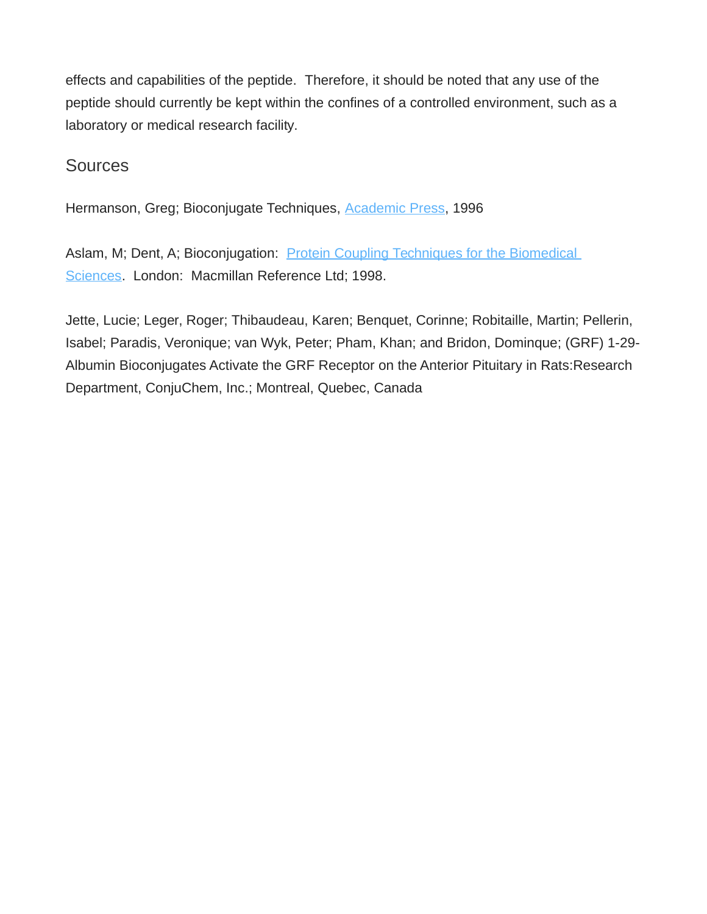effects and capabilities of the peptide. Therefore, it should be noted that any use of the peptide should currently be kept within the confines of a controlled environment, such as a laboratory or medical research facility.

## Sources

Hermanson, Greg; Bioconjugate Techniques, Academic Press, 1996

Aslam, M; Dent, A; Bioconjugation: Protein Coupling Techniques for the Biomedical Sciences. London: Macmillan Reference Ltd; 1998.

Jette, Lucie; Leger, Roger; Thibaudeau, Karen; Benquet, Corinne; Robitaille, Martin; Pellerin, Isabel; Paradis, Veronique; van Wyk, Peter; Pham, Khan; and Bridon, Dominque; (GRF) 1-29-Albumin Bioconjugates Activate the GRF Receptor on the Anterior Pituitary in Rats:Research Department, ConjuChem, Inc.; Montreal, Quebec, Canada